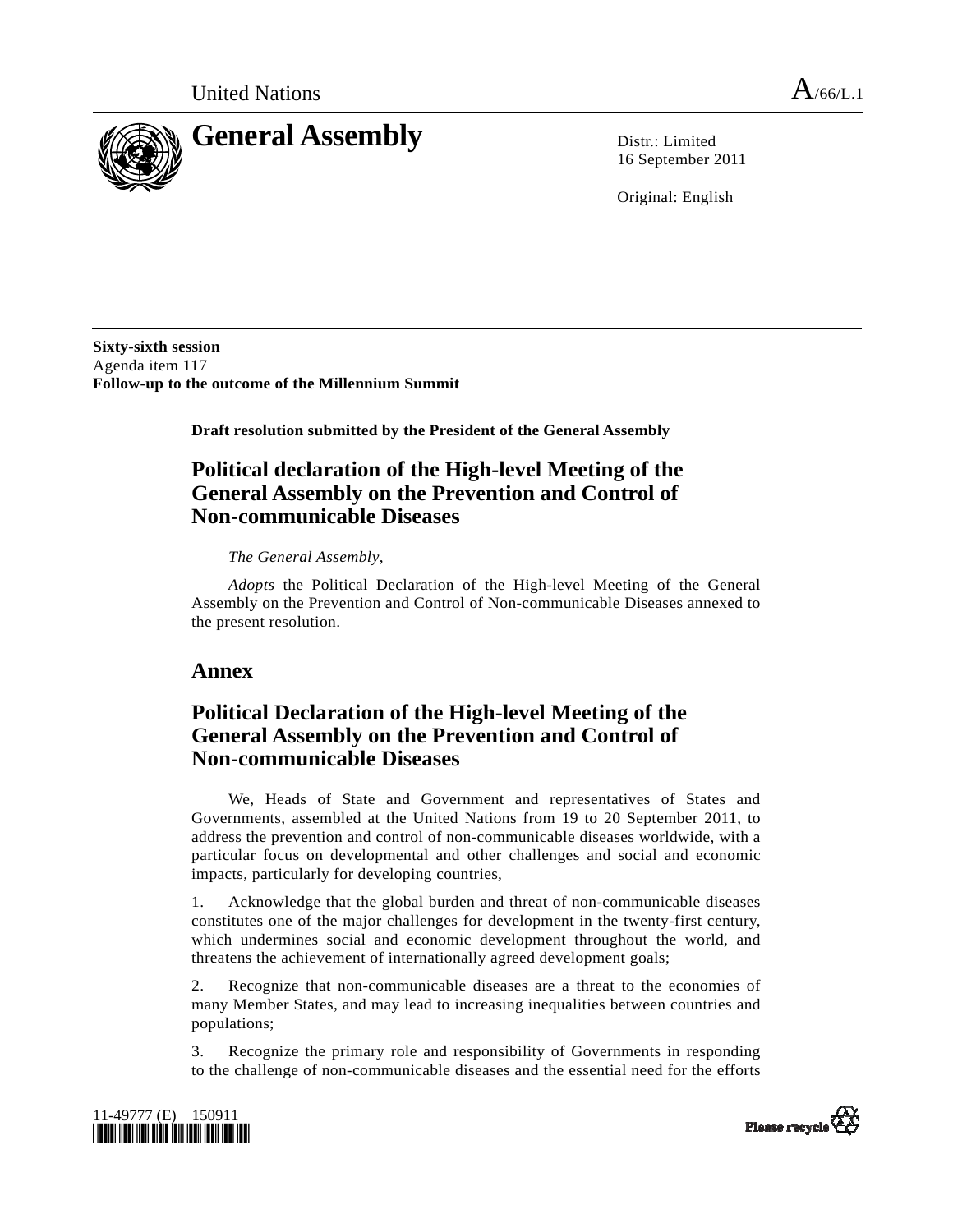United Nations A/66/L.1

# General Assembly

Distr.: Limited
16 September 2011

Original: English

**Sixty-sixth session**
Agenda item 117
**Follow-up to the outcome of the Millennium Summit**

**Draft resolution submitted by the President of the General Assembly**

## Political declaration of the High-level Meeting of the General Assembly on the Prevention and Control of Non-communicable Diseases

*The General Assembly,*

*Adopts* the Political Declaration of the High-level Meeting of the General Assembly on the Prevention and Control of Non-communicable Diseases annexed to the present resolution.

## Annex

## Political Declaration of the High-level Meeting of the General Assembly on the Prevention and Control of Non-communicable Diseases

We, Heads of State and Government and representatives of States and Governments, assembled at the United Nations from 19 to 20 September 2011, to address the prevention and control of non-communicable diseases worldwide, with a particular focus on developmental and other challenges and social and economic impacts, particularly for developing countries,

1. Acknowledge that the global burden and threat of non-communicable diseases constitutes one of the major challenges for development in the twenty-first century, which undermines social and economic development throughout the world, and threatens the achievement of internationally agreed development goals;

2. Recognize that non-communicable diseases are a threat to the economies of many Member States, and may lead to increasing inequalities between countries and populations;

3. Recognize the primary role and responsibility of Governments in responding to the challenge of non-communicable diseases and the essential need for the efforts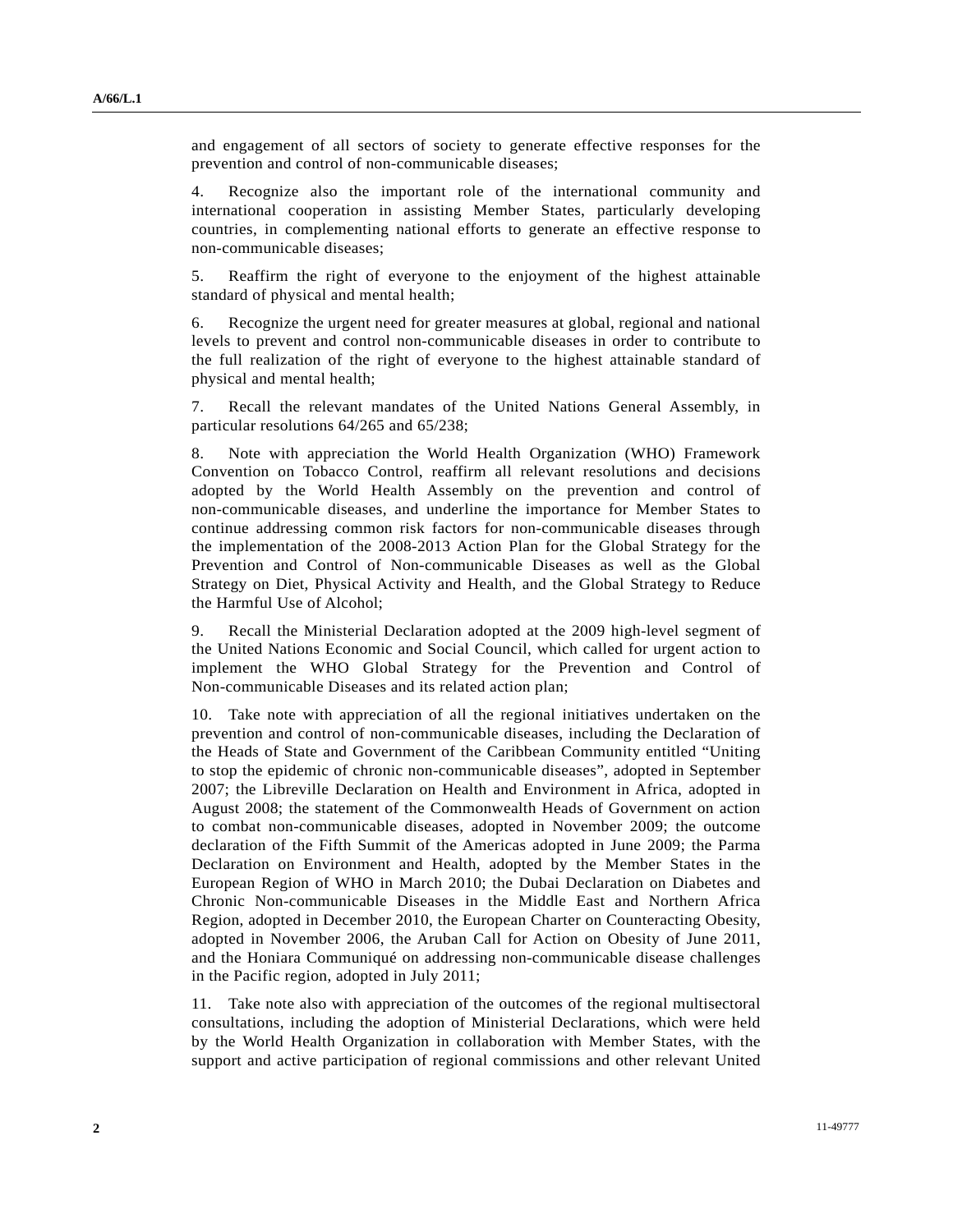and engagement of all sectors of society to generate effective responses for the prevention and control of non-communicable diseases;

4. Recognize also the important role of the international community and international cooperation in assisting Member States, particularly developing countries, in complementing national efforts to generate an effective response to non-communicable diseases;

5. Reaffirm the right of everyone to the enjoyment of the highest attainable standard of physical and mental health;

6. Recognize the urgent need for greater measures at global, regional and national levels to prevent and control non-communicable diseases in order to contribute to the full realization of the right of everyone to the highest attainable standard of physical and mental health;

7. Recall the relevant mandates of the United Nations General Assembly, in particular resolutions 64/265 and 65/238;

8. Note with appreciation the World Health Organization (WHO) Framework Convention on Tobacco Control, reaffirm all relevant resolutions and decisions adopted by the World Health Assembly on the prevention and control of non-communicable diseases, and underline the importance for Member States to continue addressing common risk factors for non-communicable diseases through the implementation of the 2008-2013 Action Plan for the Global Strategy for the Prevention and Control of Non-communicable Diseases as well as the Global Strategy on Diet, Physical Activity and Health, and the Global Strategy to Reduce the Harmful Use of Alcohol;

9. Recall the Ministerial Declaration adopted at the 2009 high-level segment of the United Nations Economic and Social Council, which called for urgent action to implement the WHO Global Strategy for the Prevention and Control of Non-communicable Diseases and its related action plan;

10. Take note with appreciation of all the regional initiatives undertaken on the prevention and control of non-communicable diseases, including the Declaration of the Heads of State and Government of the Caribbean Community entitled "Uniting to stop the epidemic of chronic non-communicable diseases", adopted in September 2007; the Libreville Declaration on Health and Environment in Africa, adopted in August 2008; the statement of the Commonwealth Heads of Government on action to combat non-communicable diseases, adopted in November 2009; the outcome declaration of the Fifth Summit of the Americas adopted in June 2009; the Parma Declaration on Environment and Health, adopted by the Member States in the European Region of WHO in March 2010; the Dubai Declaration on Diabetes and Chronic Non-communicable Diseases in the Middle East and Northern Africa Region, adopted in December 2010, the European Charter on Counteracting Obesity, adopted in November 2006, the Aruban Call for Action on Obesity of June 2011, and the Honiara Communiqué on addressing non-communicable disease challenges in the Pacific region, adopted in July 2011;

11. Take note also with appreciation of the outcomes of the regional multisectoral consultations, including the adoption of Ministerial Declarations, which were held by the World Health Organization in collaboration with Member States, with the support and active participation of regional commissions and other relevant United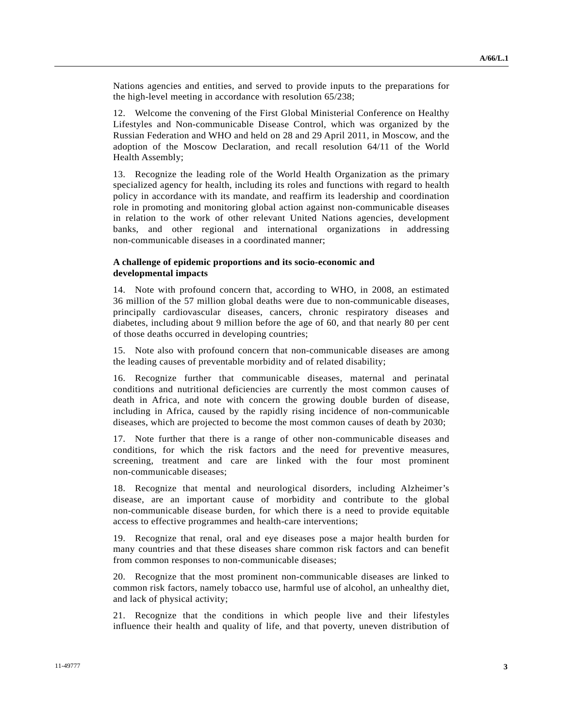Nations agencies and entities, and served to provide inputs to the preparations for the high-level meeting in accordance with resolution 65/238;

12. Welcome the convening of the First Global Ministerial Conference on Healthy Lifestyles and Non-communicable Disease Control, which was organized by the Russian Federation and WHO and held on 28 and 29 April 2011, in Moscow, and the adoption of the Moscow Declaration, and recall resolution 64/11 of the World Health Assembly;

13. Recognize the leading role of the World Health Organization as the primary specialized agency for health, including its roles and functions with regard to health policy in accordance with its mandate, and reaffirm its leadership and coordination role in promoting and monitoring global action against non-communicable diseases in relation to the work of other relevant United Nations agencies, development banks, and other regional and international organizations in addressing non-communicable diseases in a coordinated manner;

**A challenge of epidemic proportions and its socio-economic and developmental impacts**

14. Note with profound concern that, according to WHO, in 2008, an estimated 36 million of the 57 million global deaths were due to non-communicable diseases, principally cardiovascular diseases, cancers, chronic respiratory diseases and diabetes, including about 9 million before the age of 60, and that nearly 80 per cent of those deaths occurred in developing countries;

15. Note also with profound concern that non-communicable diseases are among the leading causes of preventable morbidity and of related disability;

16. Recognize further that communicable diseases, maternal and perinatal conditions and nutritional deficiencies are currently the most common causes of death in Africa, and note with concern the growing double burden of disease, including in Africa, caused by the rapidly rising incidence of non-communicable diseases, which are projected to become the most common causes of death by 2030;

17. Note further that there is a range of other non-communicable diseases and conditions, for which the risk factors and the need for preventive measures, screening, treatment and care are linked with the four most prominent non-communicable diseases;

18. Recognize that mental and neurological disorders, including Alzheimer's disease, are an important cause of morbidity and contribute to the global non-communicable disease burden, for which there is a need to provide equitable access to effective programmes and health-care interventions;

19. Recognize that renal, oral and eye diseases pose a major health burden for many countries and that these diseases share common risk factors and can benefit from common responses to non-communicable diseases;

20. Recognize that the most prominent non-communicable diseases are linked to common risk factors, namely tobacco use, harmful use of alcohol, an unhealthy diet, and lack of physical activity;

21. Recognize that the conditions in which people live and their lifestyles influence their health and quality of life, and that poverty, uneven distribution of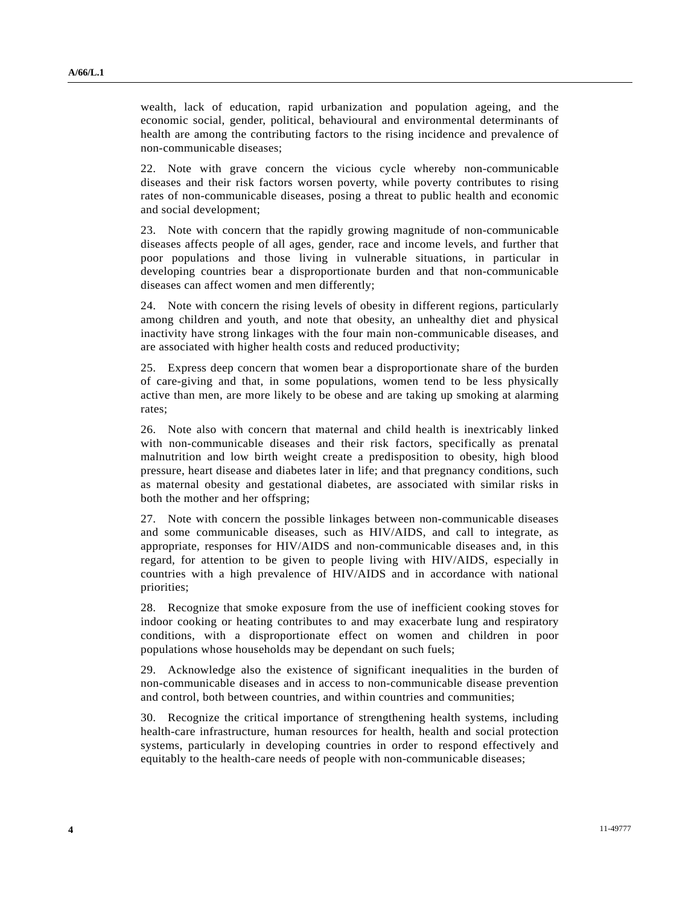wealth, lack of education, rapid urbanization and population ageing, and the economic social, gender, political, behavioural and environmental determinants of health are among the contributing factors to the rising incidence and prevalence of non-communicable diseases;

22. Note with grave concern the vicious cycle whereby non-communicable diseases and their risk factors worsen poverty, while poverty contributes to rising rates of non-communicable diseases, posing a threat to public health and economic and social development;

23. Note with concern that the rapidly growing magnitude of non-communicable diseases affects people of all ages, gender, race and income levels, and further that poor populations and those living in vulnerable situations, in particular in developing countries bear a disproportionate burden and that non-communicable diseases can affect women and men differently;

24. Note with concern the rising levels of obesity in different regions, particularly among children and youth, and note that obesity, an unhealthy diet and physical inactivity have strong linkages with the four main non-communicable diseases, and are associated with higher health costs and reduced productivity;

25. Express deep concern that women bear a disproportionate share of the burden of care-giving and that, in some populations, women tend to be less physically active than men, are more likely to be obese and are taking up smoking at alarming rates;

26. Note also with concern that maternal and child health is inextricably linked with non-communicable diseases and their risk factors, specifically as prenatal malnutrition and low birth weight create a predisposition to obesity, high blood pressure, heart disease and diabetes later in life; and that pregnancy conditions, such as maternal obesity and gestational diabetes, are associated with similar risks in both the mother and her offspring;

27. Note with concern the possible linkages between non-communicable diseases and some communicable diseases, such as HIV/AIDS, and call to integrate, as appropriate, responses for HIV/AIDS and non-communicable diseases and, in this regard, for attention to be given to people living with HIV/AIDS, especially in countries with a high prevalence of HIV/AIDS and in accordance with national priorities;

28. Recognize that smoke exposure from the use of inefficient cooking stoves for indoor cooking or heating contributes to and may exacerbate lung and respiratory conditions, with a disproportionate effect on women and children in poor populations whose households may be dependant on such fuels;

29. Acknowledge also the existence of significant inequalities in the burden of non-communicable diseases and in access to non-communicable disease prevention and control, both between countries, and within countries and communities;

30. Recognize the critical importance of strengthening health systems, including health-care infrastructure, human resources for health, health and social protection systems, particularly in developing countries in order to respond effectively and equitably to the health-care needs of people with non-communicable diseases;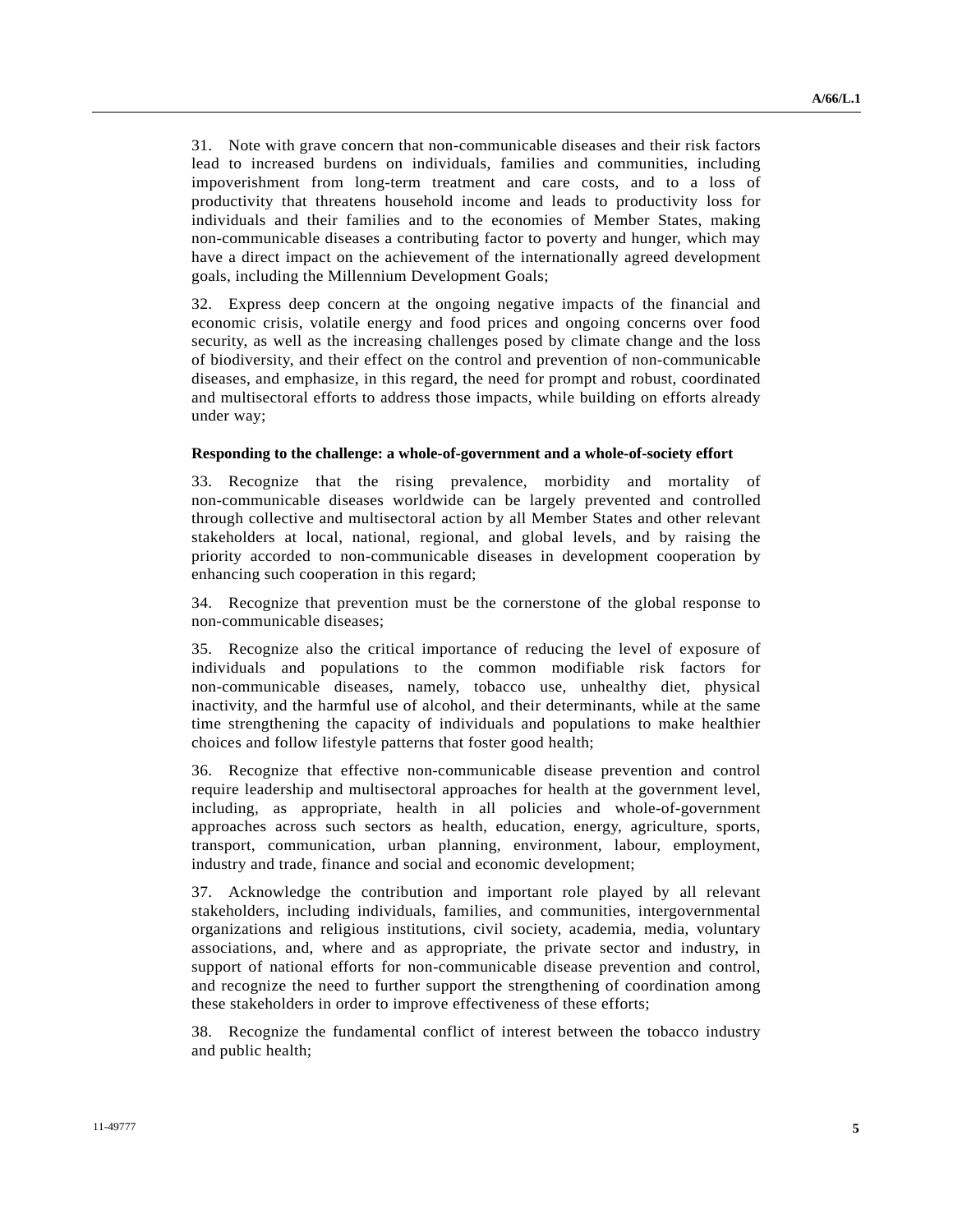31. Note with grave concern that non-communicable diseases and their risk factors lead to increased burdens on individuals, families and communities, including impoverishment from long-term treatment and care costs, and to a loss of productivity that threatens household income and leads to productivity loss for individuals and their families and to the economies of Member States, making non-communicable diseases a contributing factor to poverty and hunger, which may have a direct impact on the achievement of the internationally agreed development goals, including the Millennium Development Goals;

32. Express deep concern at the ongoing negative impacts of the financial and economic crisis, volatile energy and food prices and ongoing concerns over food security, as well as the increasing challenges posed by climate change and the loss of biodiversity, and their effect on the control and prevention of non-communicable diseases, and emphasize, in this regard, the need for prompt and robust, coordinated and multisectoral efforts to address those impacts, while building on efforts already under way;

**Responding to the challenge: a whole-of-government and a whole-of-society effort**

33. Recognize that the rising prevalence, morbidity and mortality of non-communicable diseases worldwide can be largely prevented and controlled through collective and multisectoral action by all Member States and other relevant stakeholders at local, national, regional, and global levels, and by raising the priority accorded to non-communicable diseases in development cooperation by enhancing such cooperation in this regard;

34. Recognize that prevention must be the cornerstone of the global response to non-communicable diseases;

35. Recognize also the critical importance of reducing the level of exposure of individuals and populations to the common modifiable risk factors for non-communicable diseases, namely, tobacco use, unhealthy diet, physical inactivity, and the harmful use of alcohol, and their determinants, while at the same time strengthening the capacity of individuals and populations to make healthier choices and follow lifestyle patterns that foster good health;

36. Recognize that effective non-communicable disease prevention and control require leadership and multisectoral approaches for health at the government level, including, as appropriate, health in all policies and whole-of-government approaches across such sectors as health, education, energy, agriculture, sports, transport, communication, urban planning, environment, labour, employment, industry and trade, finance and social and economic development;

37. Acknowledge the contribution and important role played by all relevant stakeholders, including individuals, families, and communities, intergovernmental organizations and religious institutions, civil society, academia, media, voluntary associations, and, where and as appropriate, the private sector and industry, in support of national efforts for non-communicable disease prevention and control, and recognize the need to further support the strengthening of coordination among these stakeholders in order to improve effectiveness of these efforts;

38. Recognize the fundamental conflict of interest between the tobacco industry and public health;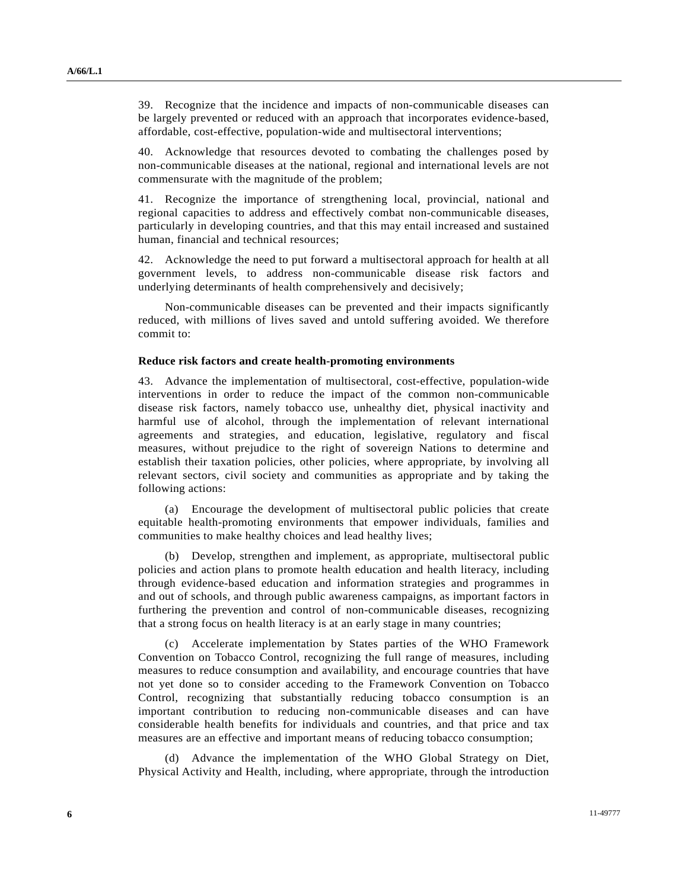39. Recognize that the incidence and impacts of non-communicable diseases can be largely prevented or reduced with an approach that incorporates evidence-based, affordable, cost-effective, population-wide and multisectoral interventions;

40. Acknowledge that resources devoted to combating the challenges posed by non-communicable diseases at the national, regional and international levels are not commensurate with the magnitude of the problem;

41. Recognize the importance of strengthening local, provincial, national and regional capacities to address and effectively combat non-communicable diseases, particularly in developing countries, and that this may entail increased and sustained human, financial and technical resources;

42. Acknowledge the need to put forward a multisectoral approach for health at all government levels, to address non-communicable disease risk factors and underlying determinants of health comprehensively and decisively;

Non-communicable diseases can be prevented and their impacts significantly reduced, with millions of lives saved and untold suffering avoided. We therefore commit to:

**Reduce risk factors and create health-promoting environments**

43. Advance the implementation of multisectoral, cost-effective, population-wide interventions in order to reduce the impact of the common non-communicable disease risk factors, namely tobacco use, unhealthy diet, physical inactivity and harmful use of alcohol, through the implementation of relevant international agreements and strategies, and education, legislative, regulatory and fiscal measures, without prejudice to the right of sovereign Nations to determine and establish their taxation policies, other policies, where appropriate, by involving all relevant sectors, civil society and communities as appropriate and by taking the following actions:

(a) Encourage the development of multisectoral public policies that create equitable health-promoting environments that empower individuals, families and communities to make healthy choices and lead healthy lives;

(b) Develop, strengthen and implement, as appropriate, multisectoral public policies and action plans to promote health education and health literacy, including through evidence-based education and information strategies and programmes in and out of schools, and through public awareness campaigns, as important factors in furthering the prevention and control of non-communicable diseases, recognizing that a strong focus on health literacy is at an early stage in many countries;

(c) Accelerate implementation by States parties of the WHO Framework Convention on Tobacco Control, recognizing the full range of measures, including measures to reduce consumption and availability, and encourage countries that have not yet done so to consider acceding to the Framework Convention on Tobacco Control, recognizing that substantially reducing tobacco consumption is an important contribution to reducing non-communicable diseases and can have considerable health benefits for individuals and countries, and that price and tax measures are an effective and important means of reducing tobacco consumption;

(d) Advance the implementation of the WHO Global Strategy on Diet, Physical Activity and Health, including, where appropriate, through the introduction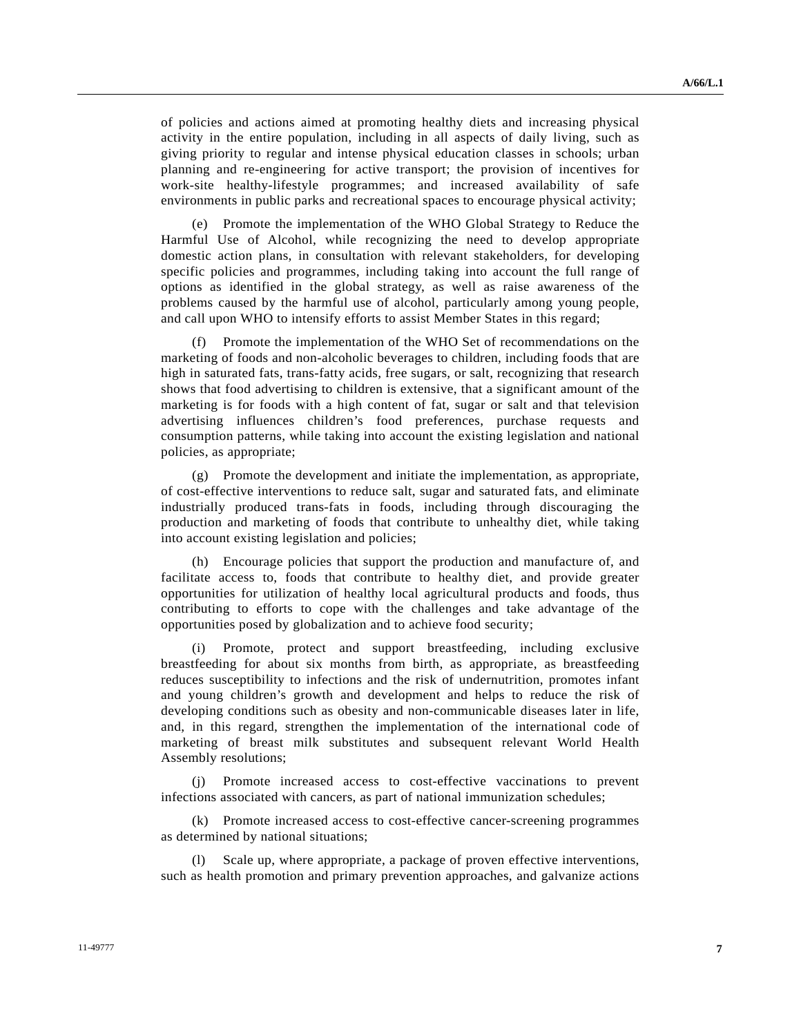of policies and actions aimed at promoting healthy diets and increasing physical activity in the entire population, including in all aspects of daily living, such as giving priority to regular and intense physical education classes in schools; urban planning and re-engineering for active transport; the provision of incentives for work-site healthy-lifestyle programmes; and increased availability of safe environments in public parks and recreational spaces to encourage physical activity;

(e) Promote the implementation of the WHO Global Strategy to Reduce the Harmful Use of Alcohol, while recognizing the need to develop appropriate domestic action plans, in consultation with relevant stakeholders, for developing specific policies and programmes, including taking into account the full range of options as identified in the global strategy, as well as raise awareness of the problems caused by the harmful use of alcohol, particularly among young people, and call upon WHO to intensify efforts to assist Member States in this regard;

(f) Promote the implementation of the WHO Set of recommendations on the marketing of foods and non-alcoholic beverages to children, including foods that are high in saturated fats, trans-fatty acids, free sugars, or salt, recognizing that research shows that food advertising to children is extensive, that a significant amount of the marketing is for foods with a high content of fat, sugar or salt and that television advertising influences children's food preferences, purchase requests and consumption patterns, while taking into account the existing legislation and national policies, as appropriate;

(g) Promote the development and initiate the implementation, as appropriate, of cost-effective interventions to reduce salt, sugar and saturated fats, and eliminate industrially produced trans-fats in foods, including through discouraging the production and marketing of foods that contribute to unhealthy diet, while taking into account existing legislation and policies;

(h) Encourage policies that support the production and manufacture of, and facilitate access to, foods that contribute to healthy diet, and provide greater opportunities for utilization of healthy local agricultural products and foods, thus contributing to efforts to cope with the challenges and take advantage of the opportunities posed by globalization and to achieve food security;

(i) Promote, protect and support breastfeeding, including exclusive breastfeeding for about six months from birth, as appropriate, as breastfeeding reduces susceptibility to infections and the risk of undernutrition, promotes infant and young children's growth and development and helps to reduce the risk of developing conditions such as obesity and non-communicable diseases later in life, and, in this regard, strengthen the implementation of the international code of marketing of breast milk substitutes and subsequent relevant World Health Assembly resolutions;

(j) Promote increased access to cost-effective vaccinations to prevent infections associated with cancers, as part of national immunization schedules;

(k) Promote increased access to cost-effective cancer-screening programmes as determined by national situations;

(l) Scale up, where appropriate, a package of proven effective interventions, such as health promotion and primary prevention approaches, and galvanize actions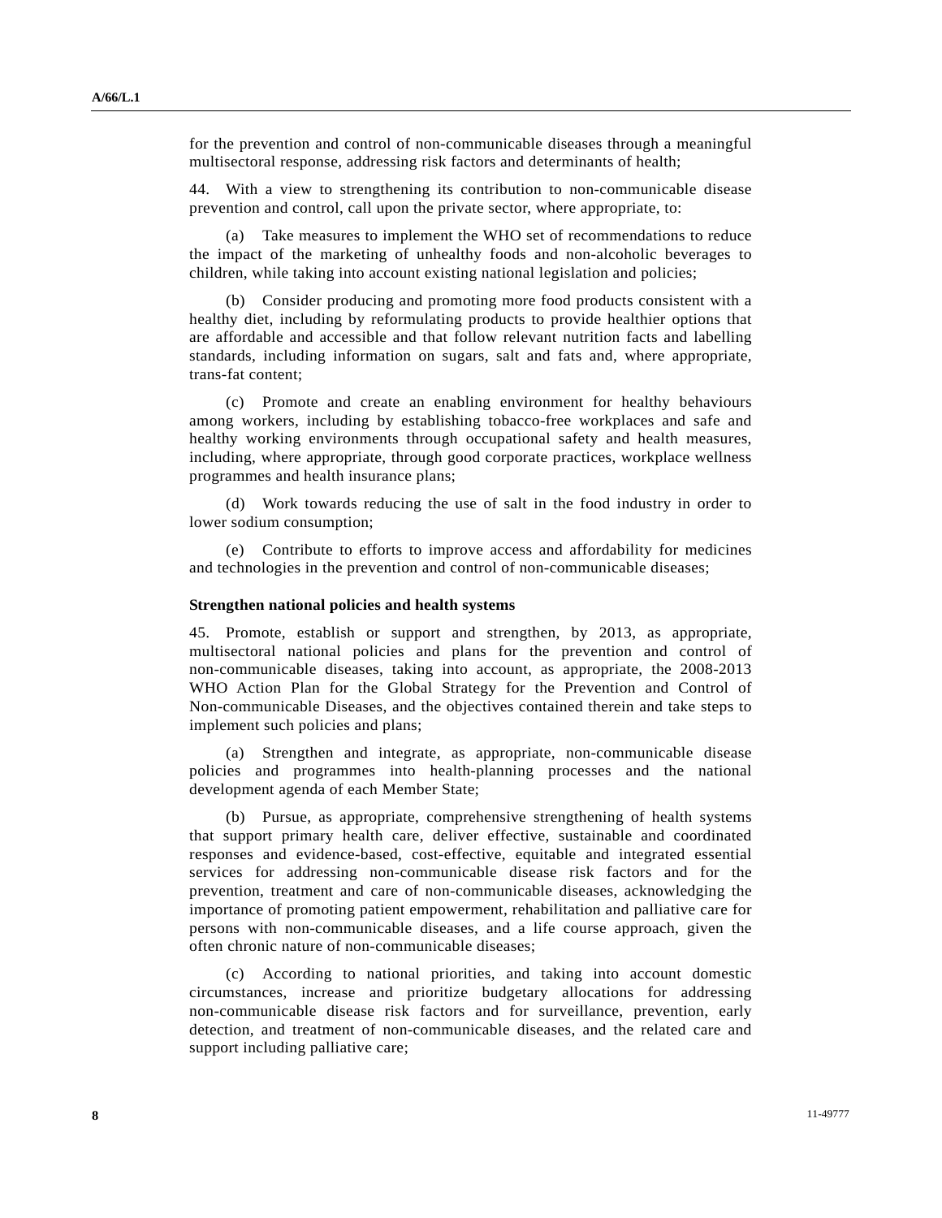for the prevention and control of non-communicable diseases through a meaningful multisectoral response, addressing risk factors and determinants of health;

44. With a view to strengthening its contribution to non-communicable disease prevention and control, call upon the private sector, where appropriate, to:

(a) Take measures to implement the WHO set of recommendations to reduce the impact of the marketing of unhealthy foods and non-alcoholic beverages to children, while taking into account existing national legislation and policies;

(b) Consider producing and promoting more food products consistent with a healthy diet, including by reformulating products to provide healthier options that are affordable and accessible and that follow relevant nutrition facts and labelling standards, including information on sugars, salt and fats and, where appropriate, trans-fat content;

(c) Promote and create an enabling environment for healthy behaviours among workers, including by establishing tobacco-free workplaces and safe and healthy working environments through occupational safety and health measures, including, where appropriate, through good corporate practices, workplace wellness programmes and health insurance plans;

(d) Work towards reducing the use of salt in the food industry in order to lower sodium consumption;

(e) Contribute to efforts to improve access and affordability for medicines and technologies in the prevention and control of non-communicable diseases;

**Strengthen national policies and health systems**

45. Promote, establish or support and strengthen, by 2013, as appropriate, multisectoral national policies and plans for the prevention and control of non-communicable diseases, taking into account, as appropriate, the 2008-2013 WHO Action Plan for the Global Strategy for the Prevention and Control of Non-communicable Diseases, and the objectives contained therein and take steps to implement such policies and plans;

(a) Strengthen and integrate, as appropriate, non-communicable disease policies and programmes into health-planning processes and the national development agenda of each Member State;

(b) Pursue, as appropriate, comprehensive strengthening of health systems that support primary health care, deliver effective, sustainable and coordinated responses and evidence-based, cost-effective, equitable and integrated essential services for addressing non-communicable disease risk factors and for the prevention, treatment and care of non-communicable diseases, acknowledging the importance of promoting patient empowerment, rehabilitation and palliative care for persons with non-communicable diseases, and a life course approach, given the often chronic nature of non-communicable diseases;

(c) According to national priorities, and taking into account domestic circumstances, increase and prioritize budgetary allocations for addressing non-communicable disease risk factors and for surveillance, prevention, early detection, and treatment of non-communicable diseases, and the related care and support including palliative care;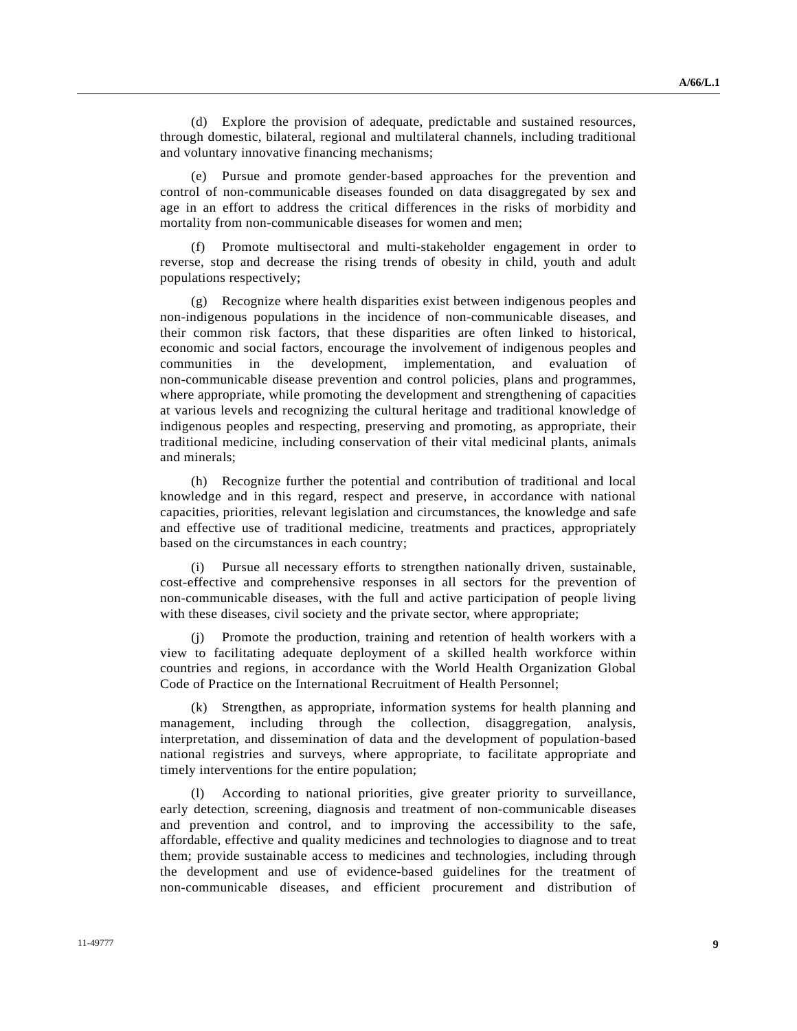(d) Explore the provision of adequate, predictable and sustained resources, through domestic, bilateral, regional and multilateral channels, including traditional and voluntary innovative financing mechanisms;

(e) Pursue and promote gender-based approaches for the prevention and control of non-communicable diseases founded on data disaggregated by sex and age in an effort to address the critical differences in the risks of morbidity and mortality from non-communicable diseases for women and men;

(f) Promote multisectoral and multi-stakeholder engagement in order to reverse, stop and decrease the rising trends of obesity in child, youth and adult populations respectively;

(g) Recognize where health disparities exist between indigenous peoples and non-indigenous populations in the incidence of non-communicable diseases, and their common risk factors, that these disparities are often linked to historical, economic and social factors, encourage the involvement of indigenous peoples and communities in the development, implementation, and evaluation of non-communicable disease prevention and control policies, plans and programmes, where appropriate, while promoting the development and strengthening of capacities at various levels and recognizing the cultural heritage and traditional knowledge of indigenous peoples and respecting, preserving and promoting, as appropriate, their traditional medicine, including conservation of their vital medicinal plants, animals and minerals;

(h) Recognize further the potential and contribution of traditional and local knowledge and in this regard, respect and preserve, in accordance with national capacities, priorities, relevant legislation and circumstances, the knowledge and safe and effective use of traditional medicine, treatments and practices, appropriately based on the circumstances in each country;

(i) Pursue all necessary efforts to strengthen nationally driven, sustainable, cost-effective and comprehensive responses in all sectors for the prevention of non-communicable diseases, with the full and active participation of people living with these diseases, civil society and the private sector, where appropriate;

(j) Promote the production, training and retention of health workers with a view to facilitating adequate deployment of a skilled health workforce within countries and regions, in accordance with the World Health Organization Global Code of Practice on the International Recruitment of Health Personnel;

(k) Strengthen, as appropriate, information systems for health planning and management, including through the collection, disaggregation, analysis, interpretation, and dissemination of data and the development of population-based national registries and surveys, where appropriate, to facilitate appropriate and timely interventions for the entire population;

(l) According to national priorities, give greater priority to surveillance, early detection, screening, diagnosis and treatment of non-communicable diseases and prevention and control, and to improving the accessibility to the safe, affordable, effective and quality medicines and technologies to diagnose and to treat them; provide sustainable access to medicines and technologies, including through the development and use of evidence-based guidelines for the treatment of non-communicable diseases, and efficient procurement and distribution of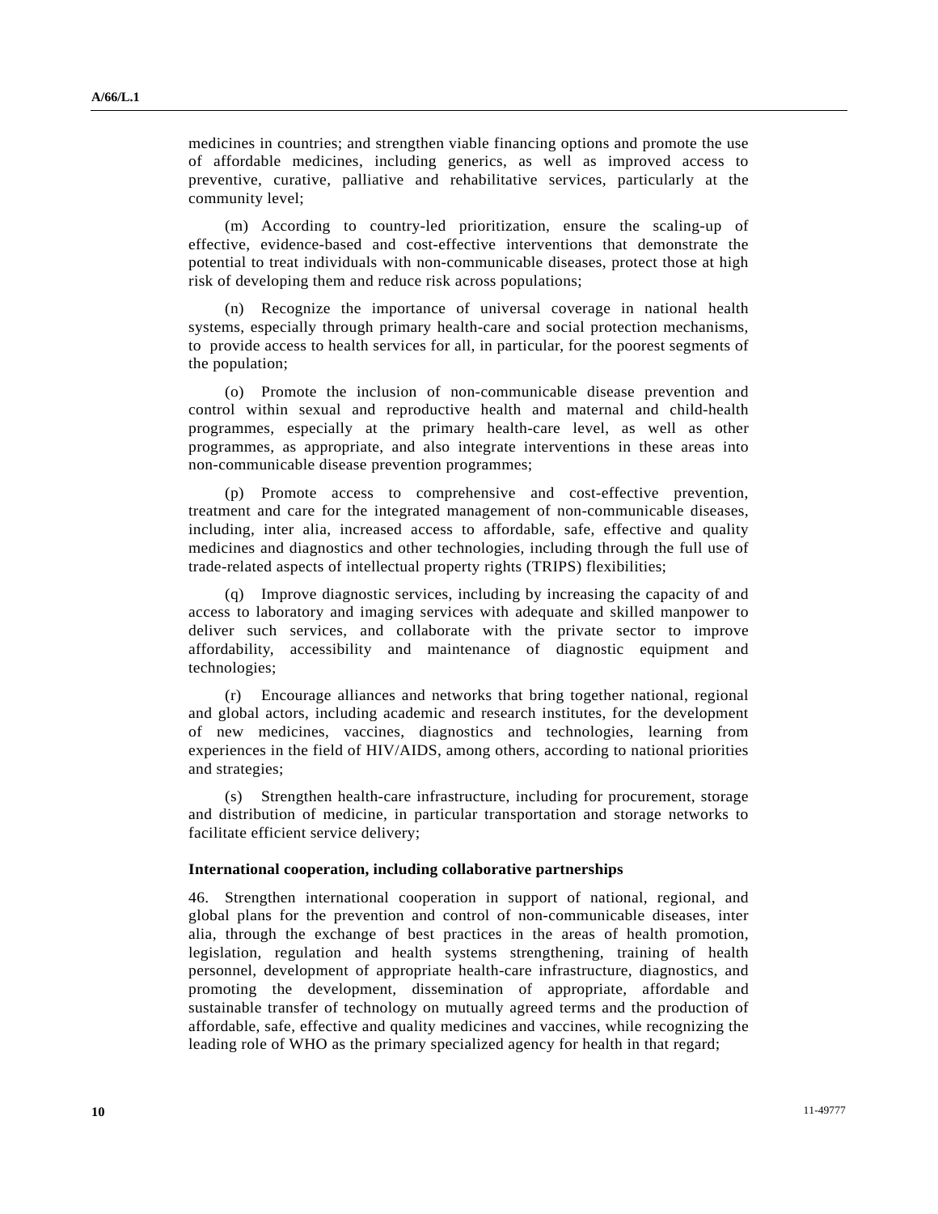medicines in countries; and strengthen viable financing options and promote the use of affordable medicines, including generics, as well as improved access to preventive, curative, palliative and rehabilitative services, particularly at the community level;

(m) According to country-led prioritization, ensure the scaling-up of effective, evidence-based and cost-effective interventions that demonstrate the potential to treat individuals with non-communicable diseases, protect those at high risk of developing them and reduce risk across populations;

(n) Recognize the importance of universal coverage in national health systems, especially through primary health-care and social protection mechanisms, to provide access to health services for all, in particular, for the poorest segments of the population;

(o) Promote the inclusion of non-communicable disease prevention and control within sexual and reproductive health and maternal and child-health programmes, especially at the primary health-care level, as well as other programmes, as appropriate, and also integrate interventions in these areas into non-communicable disease prevention programmes;

(p) Promote access to comprehensive and cost-effective prevention, treatment and care for the integrated management of non-communicable diseases, including, inter alia, increased access to affordable, safe, effective and quality medicines and diagnostics and other technologies, including through the full use of trade-related aspects of intellectual property rights (TRIPS) flexibilities;

(q) Improve diagnostic services, including by increasing the capacity of and access to laboratory and imaging services with adequate and skilled manpower to deliver such services, and collaborate with the private sector to improve affordability, accessibility and maintenance of diagnostic equipment and technologies;

(r) Encourage alliances and networks that bring together national, regional and global actors, including academic and research institutes, for the development of new medicines, vaccines, diagnostics and technologies, learning from experiences in the field of HIV/AIDS, among others, according to national priorities and strategies;

(s) Strengthen health-care infrastructure, including for procurement, storage and distribution of medicine, in particular transportation and storage networks to facilitate efficient service delivery;

**International cooperation, including collaborative partnerships**

46. Strengthen international cooperation in support of national, regional, and global plans for the prevention and control of non-communicable diseases, inter alia, through the exchange of best practices in the areas of health promotion, legislation, regulation and health systems strengthening, training of health personnel, development of appropriate health-care infrastructure, diagnostics, and promoting the development, dissemination of appropriate, affordable and sustainable transfer of technology on mutually agreed terms and the production of affordable, safe, effective and quality medicines and vaccines, while recognizing the leading role of WHO as the primary specialized agency for health in that regard;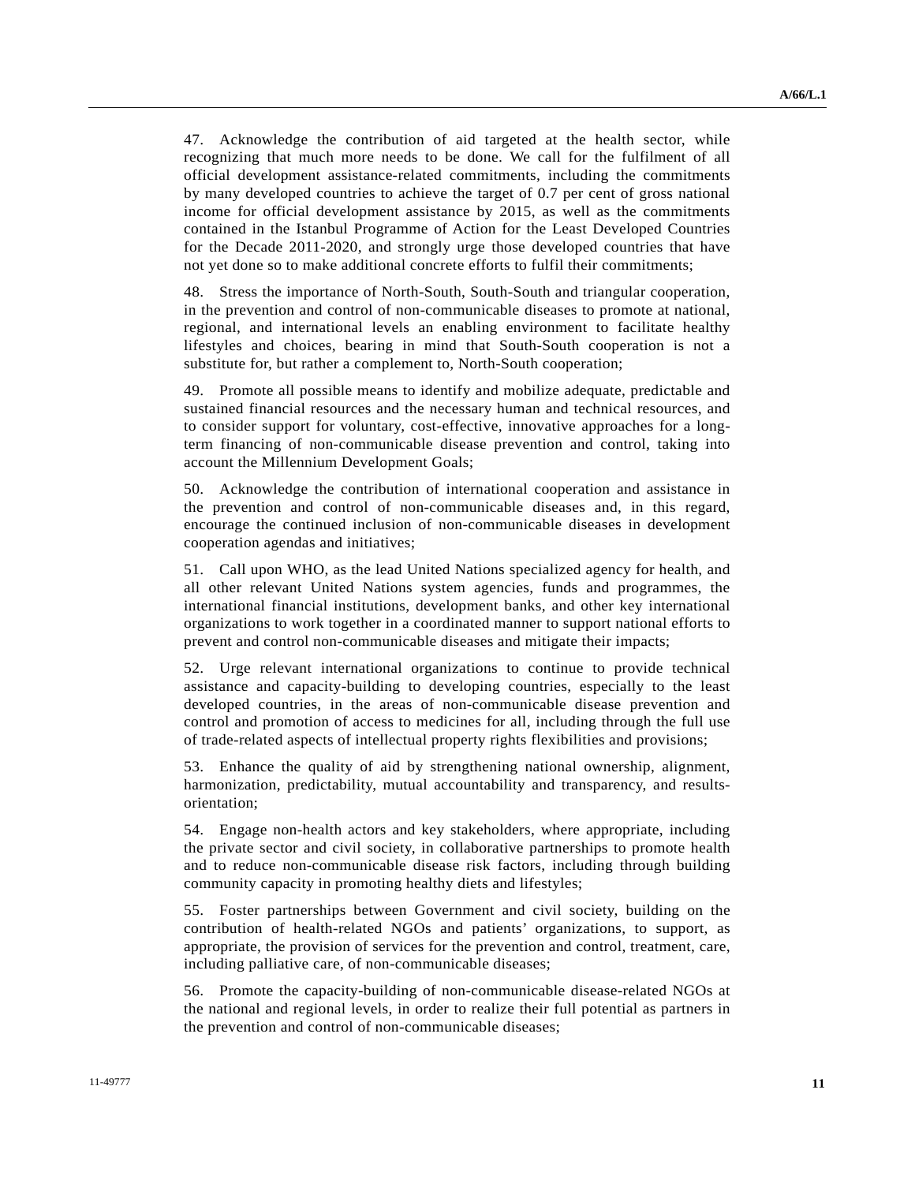47. Acknowledge the contribution of aid targeted at the health sector, while recognizing that much more needs to be done. We call for the fulfilment of all official development assistance-related commitments, including the commitments by many developed countries to achieve the target of 0.7 per cent of gross national income for official development assistance by 2015, as well as the commitments contained in the Istanbul Programme of Action for the Least Developed Countries for the Decade 2011-2020, and strongly urge those developed countries that have not yet done so to make additional concrete efforts to fulfil their commitments;

48. Stress the importance of North-South, South-South and triangular cooperation, in the prevention and control of non-communicable diseases to promote at national, regional, and international levels an enabling environment to facilitate healthy lifestyles and choices, bearing in mind that South-South cooperation is not a substitute for, but rather a complement to, North-South cooperation;

49. Promote all possible means to identify and mobilize adequate, predictable and sustained financial resources and the necessary human and technical resources, and to consider support for voluntary, cost-effective, innovative approaches for a long-term financing of non-communicable disease prevention and control, taking into account the Millennium Development Goals;

50. Acknowledge the contribution of international cooperation and assistance in the prevention and control of non-communicable diseases and, in this regard, encourage the continued inclusion of non-communicable diseases in development cooperation agendas and initiatives;

51. Call upon WHO, as the lead United Nations specialized agency for health, and all other relevant United Nations system agencies, funds and programmes, the international financial institutions, development banks, and other key international organizations to work together in a coordinated manner to support national efforts to prevent and control non-communicable diseases and mitigate their impacts;

52. Urge relevant international organizations to continue to provide technical assistance and capacity-building to developing countries, especially to the least developed countries, in the areas of non-communicable disease prevention and control and promotion of access to medicines for all, including through the full use of trade-related aspects of intellectual property rights flexibilities and provisions;

53. Enhance the quality of aid by strengthening national ownership, alignment, harmonization, predictability, mutual accountability and transparency, and results-orientation;

54. Engage non-health actors and key stakeholders, where appropriate, including the private sector and civil society, in collaborative partnerships to promote health and to reduce non-communicable disease risk factors, including through building community capacity in promoting healthy diets and lifestyles;

55. Foster partnerships between Government and civil society, building on the contribution of health-related NGOs and patients' organizations, to support, as appropriate, the provision of services for the prevention and control, treatment, care, including palliative care, of non-communicable diseases;

56. Promote the capacity-building of non-communicable disease-related NGOs at the national and regional levels, in order to realize their full potential as partners in the prevention and control of non-communicable diseases;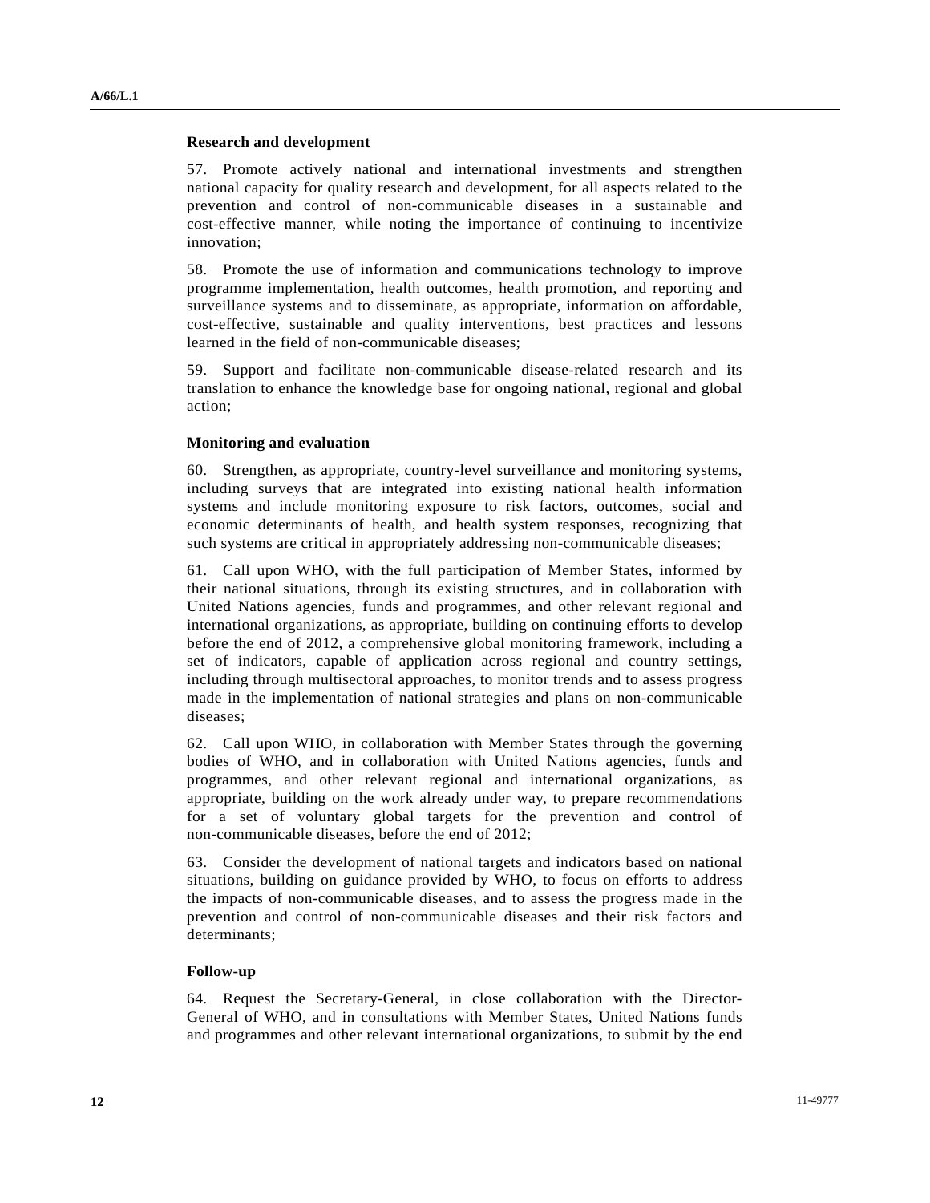**Research and development**

57. Promote actively national and international investments and strengthen national capacity for quality research and development, for all aspects related to the prevention and control of non-communicable diseases in a sustainable and cost-effective manner, while noting the importance of continuing to incentivize innovation;

58. Promote the use of information and communications technology to improve programme implementation, health outcomes, health promotion, and reporting and surveillance systems and to disseminate, as appropriate, information on affordable, cost-effective, sustainable and quality interventions, best practices and lessons learned in the field of non-communicable diseases;

59. Support and facilitate non-communicable disease-related research and its translation to enhance the knowledge base for ongoing national, regional and global action;

**Monitoring and evaluation**

60. Strengthen, as appropriate, country-level surveillance and monitoring systems, including surveys that are integrated into existing national health information systems and include monitoring exposure to risk factors, outcomes, social and economic determinants of health, and health system responses, recognizing that such systems are critical in appropriately addressing non-communicable diseases;

61. Call upon WHO, with the full participation of Member States, informed by their national situations, through its existing structures, and in collaboration with United Nations agencies, funds and programmes, and other relevant regional and international organizations, as appropriate, building on continuing efforts to develop before the end of 2012, a comprehensive global monitoring framework, including a set of indicators, capable of application across regional and country settings, including through multisectoral approaches, to monitor trends and to assess progress made in the implementation of national strategies and plans on non-communicable diseases;

62. Call upon WHO, in collaboration with Member States through the governing bodies of WHO, and in collaboration with United Nations agencies, funds and programmes, and other relevant regional and international organizations, as appropriate, building on the work already under way, to prepare recommendations for a set of voluntary global targets for the prevention and control of non-communicable diseases, before the end of 2012;

63. Consider the development of national targets and indicators based on national situations, building on guidance provided by WHO, to focus on efforts to address the impacts of non-communicable diseases, and to assess the progress made in the prevention and control of non-communicable diseases and their risk factors and determinants;

**Follow-up**

64. Request the Secretary-General, in close collaboration with the Director-General of WHO, and in consultations with Member States, United Nations funds and programmes and other relevant international organizations, to submit by the end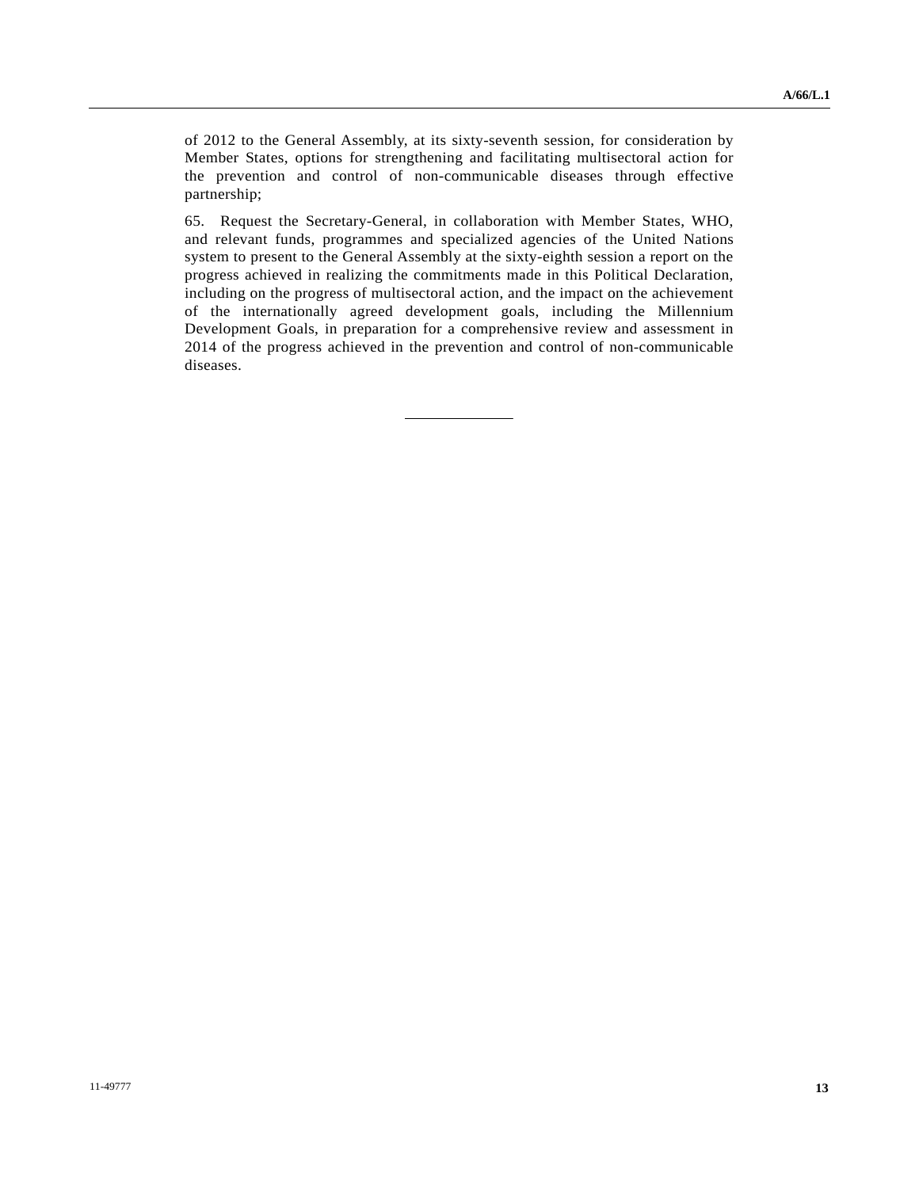of 2012 to the General Assembly, at its sixty-seventh session, for consideration by Member States, options for strengthening and facilitating multisectoral action for the prevention and control of non-communicable diseases through effective partnership;

65. Request the Secretary-General, in collaboration with Member States, WHO, and relevant funds, programmes and specialized agencies of the United Nations system to present to the General Assembly at the sixty-eighth session a report on the progress achieved in realizing the commitments made in this Political Declaration, including on the progress of multisectoral action, and the impact on the achievement of the internationally agreed development goals, including the Millennium Development Goals, in preparation for a comprehensive review and assessment in 2014 of the progress achieved in the prevention and control of non-communicable diseases.